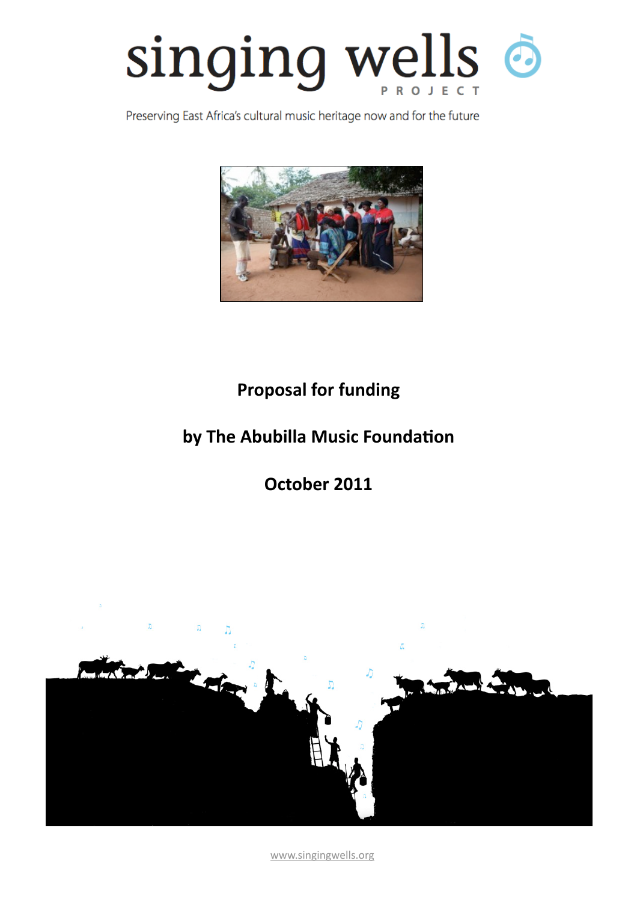# singing wells

PROJECT

Preserving East Africa's cultural music heritage now and for the future

**Proposal for funding**

**by The Abubilla Music Foundation**

**October 2011**

www.singingwells.org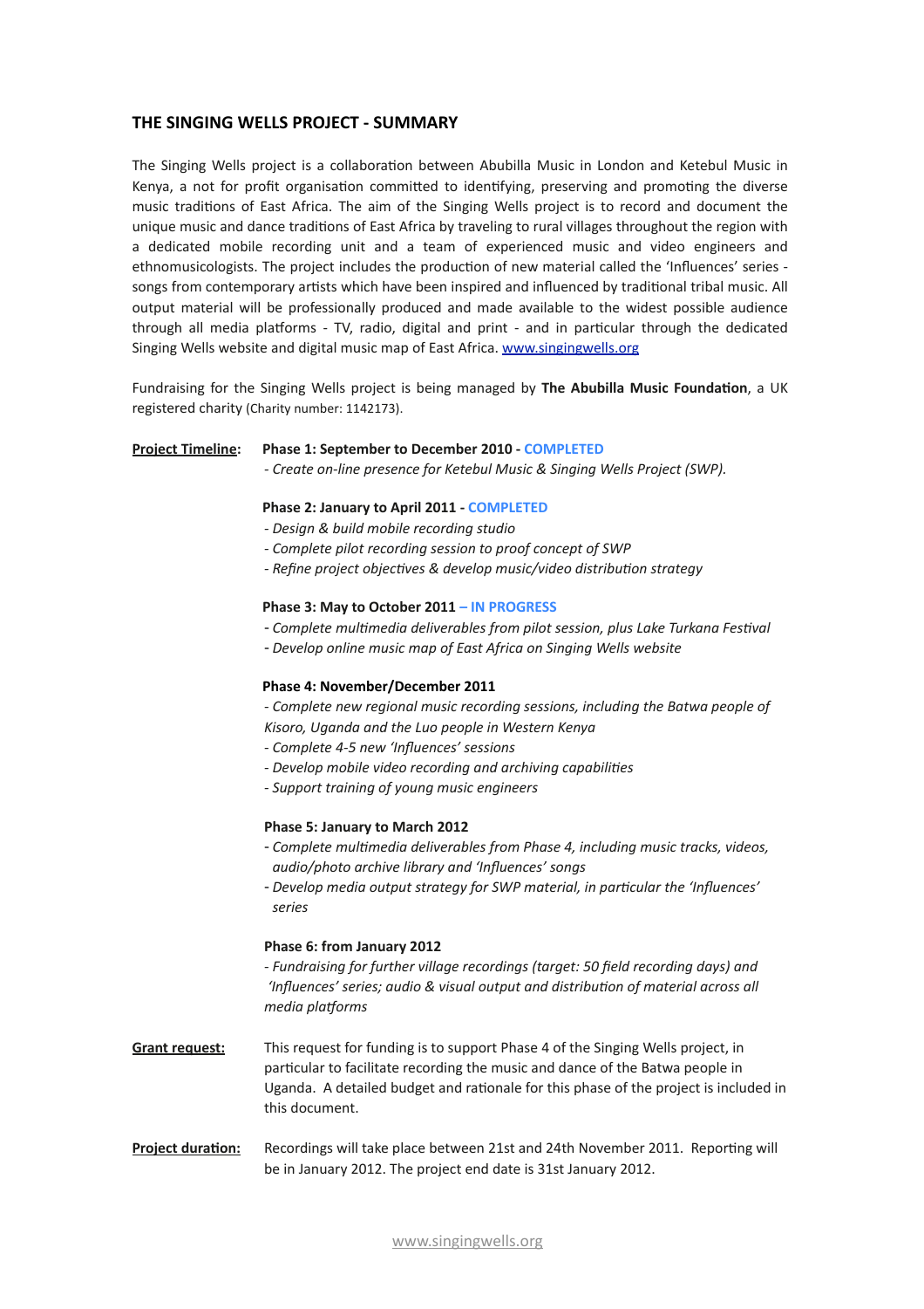## THE SINGING WELLS PROJECT - SUMMARY

The Singing Wells project is a collaboration between Abubilla Music in London and Ketebul Music in Kenya, a not for profit organisation committed to identifying, preserving and promoting the diverse music traditions of East Africa. The aim of the Singing Wells project is to record and document the unique music and dance traditions of East Africa by traveling to rural villages throughout the region with a dedicated mobile recording unit and a team of experienced music and video engineers and ethnomusicologists. The project includes the production of new material called the 'Influences' series - songs from contemporary artists which have been inspired and influenced by traditional tribal music. All output material will be professionally produced and made available to the widest possible audience through all media platforms - TV, radio, digital and print - and in particular through the dedicated Singing Wells website and digital music map of East Africa. www.singingwells.org

Fundraising for the Singing Wells project is being managed by **The Abubilla Music Foundation**, a UK registered charity (Charity number: 1142173).

**Project Timeline:**

**Phase 1: September to December 2010 - COMPLETED**

*- Create on-line presence for Ketebul Music & Singing Wells Project (SWP).*

**Phase 2: January to April 2011 - COMPLETED**

*- Design & build mobile recording studio*
*- Complete pilot recording session to proof concept of SWP*
*- Refine project objectives & develop music/video distribution strategy*

**Phase 3: May to October 2011 – IN PROGRESS**

*- Complete multimedia deliverables from pilot session, plus Lake Turkana Festival*
*- Develop online music map of East Africa on Singing Wells website*

**Phase 4: November/December 2011**

*- Complete new regional music recording sessions, including the Batwa people of Kisoro, Uganda and the Luo people in Western Kenya*
*- Complete 4-5 new 'Influences' sessions*
*- Develop mobile video recording and archiving capabilities*
*- Support training of young music engineers*

**Phase 5: January to March 2012**

*- Complete multimedia deliverables from Phase 4, including music tracks, videos, audio/photo archive library and 'Influences' songs*
*- Develop media output strategy for SWP material, in particular the 'Influences' series*

**Phase 6: from January 2012**

*- Fundraising for further village recordings (target: 50 field recording days) and 'Influences' series; audio & visual output and distribution of material across all media platforms*

**Grant request:** This request for funding is to support Phase 4 of the Singing Wells project, in particular to facilitate recording the music and dance of the Batwa people in Uganda. A detailed budget and rationale for this phase of the project is included in this document.

**Project duration:** Recordings will take place between 21st and 24th November 2011. Reporting will be in January 2012. The project end date is 31st January 2012.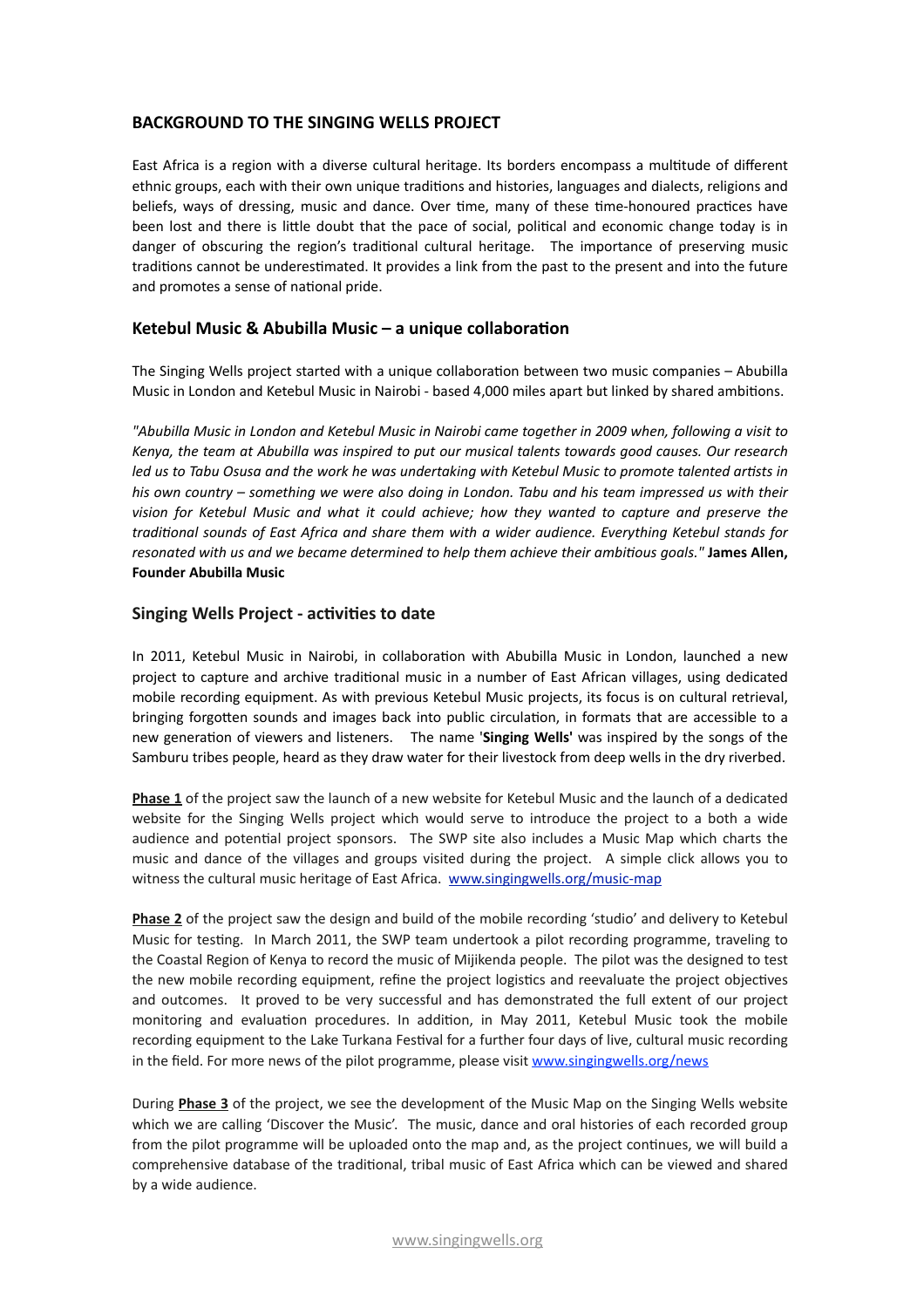## BACKGROUND TO THE SINGING WELLS PROJECT

East Africa is a region with a diverse cultural heritage. Its borders encompass a multitude of different ethnic groups, each with their own unique traditions and histories, languages and dialects, religions and beliefs, ways of dressing, music and dance. Over time, many of these time-honoured practices have been lost and there is little doubt that the pace of social, political and economic change today is in danger of obscuring the region's traditional cultural heritage. The importance of preserving music traditions cannot be underestimated. It provides a link from the past to the present and into the future and promotes a sense of national pride.

### Ketebul Music & Abubilla Music – a unique collaboration

The Singing Wells project started with a unique collaboration between two music companies – Abubilla Music in London and Ketebul Music in Nairobi - based 4,000 miles apart but linked by shared ambitions.

*"Abubilla Music in London and Ketebul Music in Nairobi came together in 2009 when, following a visit to Kenya, the team at Abubilla was inspired to put our musical talents towards good causes. Our research led us to Tabu Osusa and the work he was undertaking with Ketebul Music to promote talented artists in his own country – something we were also doing in London. Tabu and his team impressed us with their vision for Ketebul Music and what it could achieve; how they wanted to capture and preserve the traditional sounds of East Africa and share them with a wider audience. Everything Ketebul stands for resonated with us and we became determined to help them achieve their ambitious goals."* **James Allen, Founder Abubilla Music**

### Singing Wells Project - activities to date

In 2011, Ketebul Music in Nairobi, in collaboration with Abubilla Music in London, launched a new project to capture and archive traditional music in a number of East African villages, using dedicated mobile recording equipment. As with previous Ketebul Music projects, its focus is on cultural retrieval, bringing forgotten sounds and images back into public circulation, in formats that are accessible to a new generation of viewers and listeners. The name '**Singing Wells'** was inspired by the songs of the Samburu tribes people, heard as they draw water for their livestock from deep wells in the dry riverbed.

**Phase 1** of the project saw the launch of a new website for Ketebul Music and the launch of a dedicated website for the Singing Wells project which would serve to introduce the project to a both a wide audience and potential project sponsors. The SWP site also includes a Music Map which charts the music and dance of the villages and groups visited during the project. A simple click allows you to witness the cultural music heritage of East Africa. www.singingwells.org/music-map

**Phase 2** of the project saw the design and build of the mobile recording 'studio' and delivery to Ketebul Music for testing. In March 2011, the SWP team undertook a pilot recording programme, traveling to the Coastal Region of Kenya to record the music of Mijikenda people. The pilot was the designed to test the new mobile recording equipment, refine the project logistics and reevaluate the project objectives and outcomes. It proved to be very successful and has demonstrated the full extent of our project monitoring and evaluation procedures. In addition, in May 2011, Ketebul Music took the mobile recording equipment to the Lake Turkana Festival for a further four days of live, cultural music recording in the field. For more news of the pilot programme, please visit www.singingwells.org/news

During **Phase 3** of the project, we see the development of the Music Map on the Singing Wells website which we are calling 'Discover the Music'. The music, dance and oral histories of each recorded group from the pilot programme will be uploaded onto the map and, as the project continues, we will build a comprehensive database of the traditional, tribal music of East Africa which can be viewed and shared by a wide audience.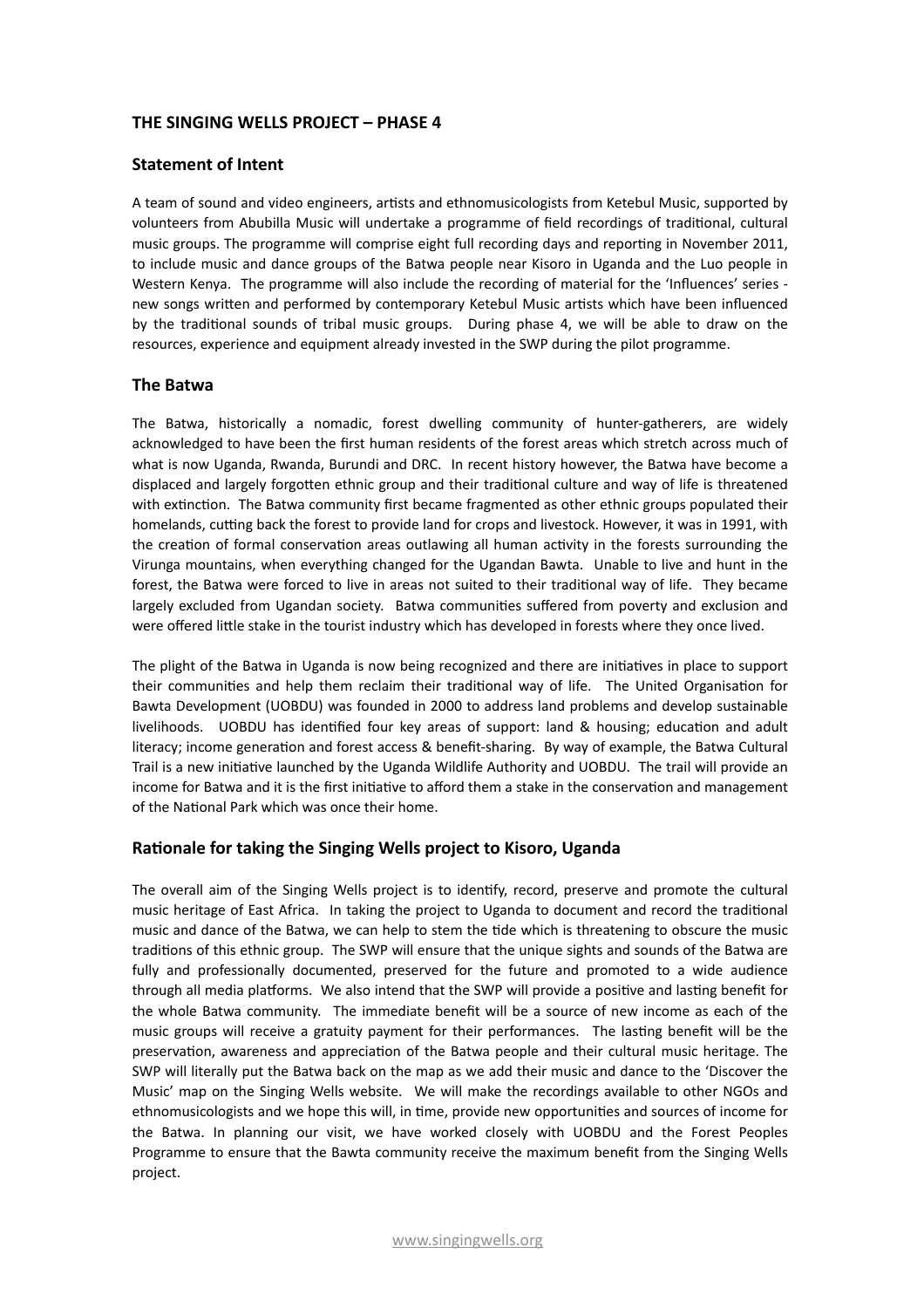## THE SINGING WELLS PROJECT – PHASE 4

### Statement of Intent

A team of sound and video engineers, artists and ethnomusicologists from Ketebul Music, supported by volunteers from Abubilla Music will undertake a programme of field recordings of traditional, cultural music groups. The programme will comprise eight full recording days and reporting in November 2011, to include music and dance groups of the Batwa people near Kisoro in Uganda and the Luo people in Western Kenya. The programme will also include the recording of material for the 'Influences' series - new songs written and performed by contemporary Ketebul Music artists which have been influenced by the traditional sounds of tribal music groups. During phase 4, we will be able to draw on the resources, experience and equipment already invested in the SWP during the pilot programme.

### The Batwa

The Batwa, historically a nomadic, forest dwelling community of hunter-gatherers, are widely acknowledged to have been the first human residents of the forest areas which stretch across much of what is now Uganda, Rwanda, Burundi and DRC. In recent history however, the Batwa have become a displaced and largely forgotten ethnic group and their traditional culture and way of life is threatened with extinction. The Batwa community first became fragmented as other ethnic groups populated their homelands, cutting back the forest to provide land for crops and livestock. However, it was in 1991, with the creation of formal conservation areas outlawing all human activity in the forests surrounding the Virunga mountains, when everything changed for the Ugandan Bawta. Unable to live and hunt in the forest, the Batwa were forced to live in areas not suited to their traditional way of life. They became largely excluded from Ugandan society. Batwa communities suffered from poverty and exclusion and were offered little stake in the tourist industry which has developed in forests where they once lived.

The plight of the Batwa in Uganda is now being recognized and there are initiatives in place to support their communities and help them reclaim their traditional way of life. The United Organisation for Bawta Development (UOBDU) was founded in 2000 to address land problems and develop sustainable livelihoods. UOBDU has identified four key areas of support: land & housing; education and adult literacy; income generation and forest access & benefit-sharing. By way of example, the Batwa Cultural Trail is a new initiative launched by the Uganda Wildlife Authority and UOBDU. The trail will provide an income for Batwa and it is the first initiative to afford them a stake in the conservation and management of the National Park which was once their home.

### Rationale for taking the Singing Wells project to Kisoro, Uganda

The overall aim of the Singing Wells project is to identify, record, preserve and promote the cultural music heritage of East Africa. In taking the project to Uganda to document and record the traditional music and dance of the Batwa, we can help to stem the tide which is threatening to obscure the music traditions of this ethnic group. The SWP will ensure that the unique sights and sounds of the Batwa are fully and professionally documented, preserved for the future and promoted to a wide audience through all media platforms. We also intend that the SWP will provide a positive and lasting benefit for the whole Batwa community. The immediate benefit will be a source of new income as each of the music groups will receive a gratuity payment for their performances. The lasting benefit will be the preservation, awareness and appreciation of the Batwa people and their cultural music heritage. The SWP will literally put the Batwa back on the map as we add their music and dance to the 'Discover the Music' map on the Singing Wells website. We will make the recordings available to other NGOs and ethnomusicologists and we hope this will, in time, provide new opportunities and sources of income for the Batwa. In planning our visit, we have worked closely with UOBDU and the Forest Peoples Programme to ensure that the Bawta community receive the maximum benefit from the Singing Wells project.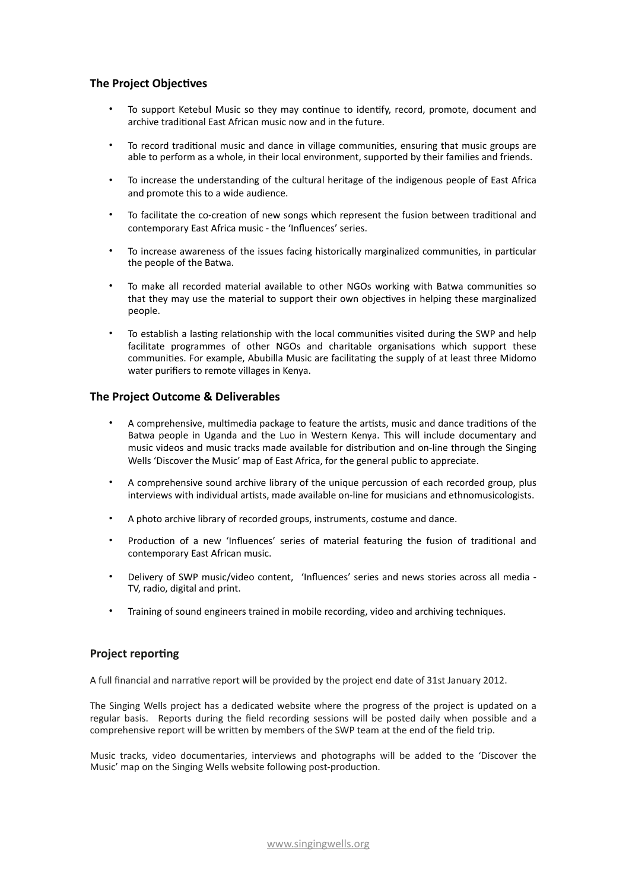## The Project Objectives

- To support Ketebul Music so they may continue to identify, record, promote, document and archive traditional East African music now and in the future.
- To record traditional music and dance in village communities, ensuring that music groups are able to perform as a whole, in their local environment, supported by their families and friends.
- To increase the understanding of the cultural heritage of the indigenous people of East Africa and promote this to a wide audience.
- To facilitate the co-creation of new songs which represent the fusion between traditional and contemporary East Africa music - the 'Influences' series.
- To increase awareness of the issues facing historically marginalized communities, in particular the people of the Batwa.
- To make all recorded material available to other NGOs working with Batwa communities so that they may use the material to support their own objectives in helping these marginalized people.
- To establish a lasting relationship with the local communities visited during the SWP and help facilitate programmes of other NGOs and charitable organisations which support these communities. For example, Abubilla Music are facilitating the supply of at least three Midomo water purifiers to remote villages in Kenya.

## The Project Outcome & Deliverables

- A comprehensive, multimedia package to feature the artists, music and dance traditions of the Batwa people in Uganda and the Luo in Western Kenya. This will include documentary and music videos and music tracks made available for distribution and on-line through the Singing Wells 'Discover the Music' map of East Africa, for the general public to appreciate.
- A comprehensive sound archive library of the unique percussion of each recorded group, plus interviews with individual artists, made available on-line for musicians and ethnomusicologists.
- A photo archive library of recorded groups, instruments, costume and dance.
- Production of a new 'Influences' series of material featuring the fusion of traditional and contemporary East African music.
- Delivery of SWP music/video content, 'Influences' series and news stories across all media - TV, radio, digital and print.
- Training of sound engineers trained in mobile recording, video and archiving techniques.

## Project reporting

A full financial and narrative report will be provided by the project end date of 31st January 2012.

The Singing Wells project has a dedicated website where the progress of the project is updated on a regular basis. Reports during the field recording sessions will be posted daily when possible and a comprehensive report will be written by members of the SWP team at the end of the field trip.

Music tracks, video documentaries, interviews and photographs will be added to the 'Discover the Music' map on the Singing Wells website following post-production.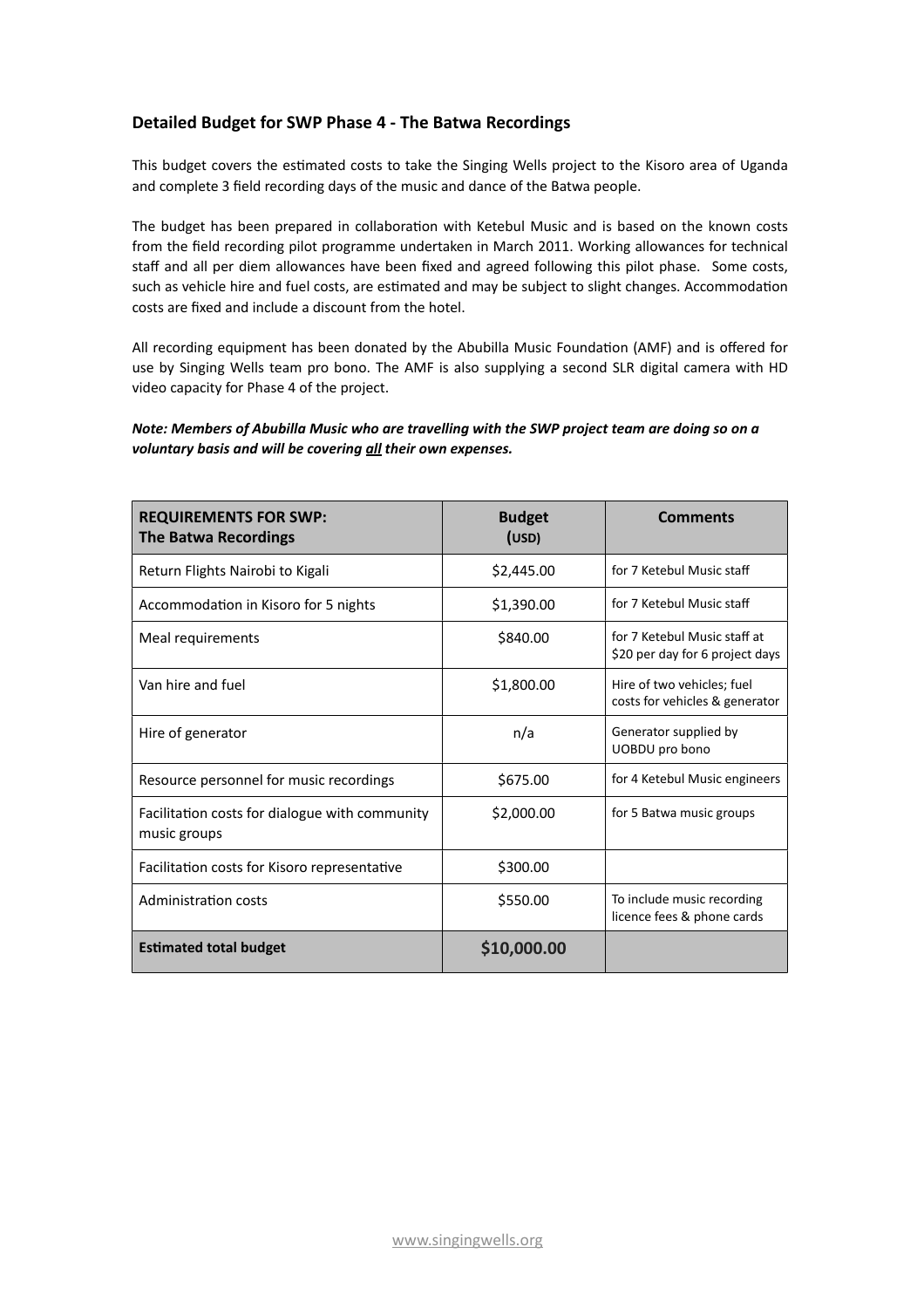## Detailed Budget for SWP Phase 4 - The Batwa Recordings

This budget covers the estimated costs to take the Singing Wells project to the Kisoro area of Uganda and complete 3 field recording days of the music and dance of the Batwa people.

The budget has been prepared in collaboration with Ketebul Music and is based on the known costs from the field recording pilot programme undertaken in March 2011. Working allowances for technical staff and all per diem allowances have been fixed and agreed following this pilot phase. Some costs, such as vehicle hire and fuel costs, are estimated and may be subject to slight changes. Accommodation costs are fixed and include a discount from the hotel.

All recording equipment has been donated by the Abubilla Music Foundation (AMF) and is offered for use by Singing Wells team pro bono. The AMF is also supplying a second SLR digital camera with HD video capacity for Phase 4 of the project.

***Note: Members of Abubilla Music who are travelling with the SWP project team are doing so on a voluntary basis and will be covering all their own expenses.***

| **REQUIREMENTS FOR SWP: The Batwa Recordings** | **Budget (USD)** | **Comments** |
|---|---|---|
| Return Flights Nairobi to Kigali | $2,445.00 | for 7 Ketebul Music staff |
| Accommodation in Kisoro for 5 nights | $1,390.00 | for 7 Ketebul Music staff |
| Meal requirements | $840.00 | for 7 Ketebul Music staff at $20 per day for 6 project days |
| Van hire and fuel | $1,800.00 | Hire of two vehicles; fuel costs for vehicles & generator |
| Hire of generator | n/a | Generator supplied by UOBDU pro bono |
| Resource personnel for music recordings | $675.00 | for 4 Ketebul Music engineers |
| Facilitation costs for dialogue with community music groups | $2,000.00 | for 5 Batwa music groups |
| Facilitation costs for Kisoro representative | $300.00 | |
| Administration costs | $550.00 | To include music recording licence fees & phone cards |
| **Estimated total budget** | **$10,000.00** | |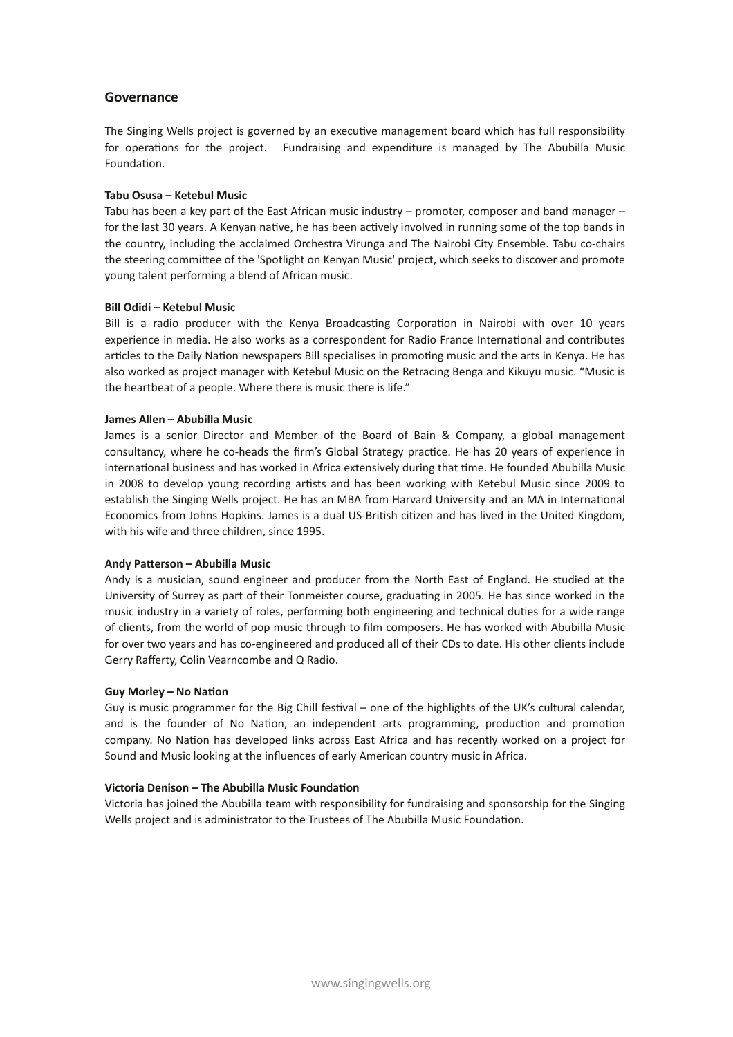## Governance

The Singing Wells project is governed by an executive management board which has full responsibility for operations for the project. Fundraising and expenditure is managed by The Abubilla Music Foundation.

**Tabu Osusa – Ketebul Music**

Tabu has been a key part of the East African music industry – promoter, composer and band manager – for the last 30 years. A Kenyan native, he has been actively involved in running some of the top bands in the country, including the acclaimed Orchestra Virunga and The Nairobi City Ensemble. Tabu co-chairs the steering committee of the 'Spotlight on Kenyan Music' project, which seeks to discover and promote young talent performing a blend of African music.

**Bill Odidi – Ketebul Music**

Bill is a radio producer with the Kenya Broadcasting Corporation in Nairobi with over 10 years experience in media. He also works as a correspondent for Radio France International and contributes articles to the Daily Nation newspapers Bill specialises in promoting music and the arts in Kenya. He has also worked as project manager with Ketebul Music on the Retracing Benga and Kikuyu music. "Music is the heartbeat of a people. Where there is music there is life."

**James Allen – Abubilla Music**

James is a senior Director and Member of the Board of Bain & Company, a global management consultancy, where he co-heads the firm's Global Strategy practice. He has 20 years of experience in international business and has worked in Africa extensively during that time. He founded Abubilla Music in 2008 to develop young recording artists and has been working with Ketebul Music since 2009 to establish the Singing Wells project. He has an MBA from Harvard University and an MA in International Economics from Johns Hopkins. James is a dual US-British citizen and has lived in the United Kingdom, with his wife and three children, since 1995.

**Andy Patterson – Abubilla Music**

Andy is a musician, sound engineer and producer from the North East of England. He studied at the University of Surrey as part of their Tonmeister course, graduating in 2005. He has since worked in the music industry in a variety of roles, performing both engineering and technical duties for a wide range of clients, from the world of pop music through to film composers. He has worked with Abubilla Music for over two years and has co-engineered and produced all of their CDs to date. His other clients include Gerry Rafferty, Colin Vearncombe and Q Radio.

**Guy Morley – No Nation**

Guy is music programmer for the Big Chill festival – one of the highlights of the UK's cultural calendar, and is the founder of No Nation, an independent arts programming, production and promotion company. No Nation has developed links across East Africa and has recently worked on a project for Sound and Music looking at the influences of early American country music in Africa.

**Victoria Denison – The Abubilla Music Foundation**

Victoria has joined the Abubilla team with responsibility for fundraising and sponsorship for the Singing Wells project and is administrator to the Trustees of The Abubilla Music Foundation.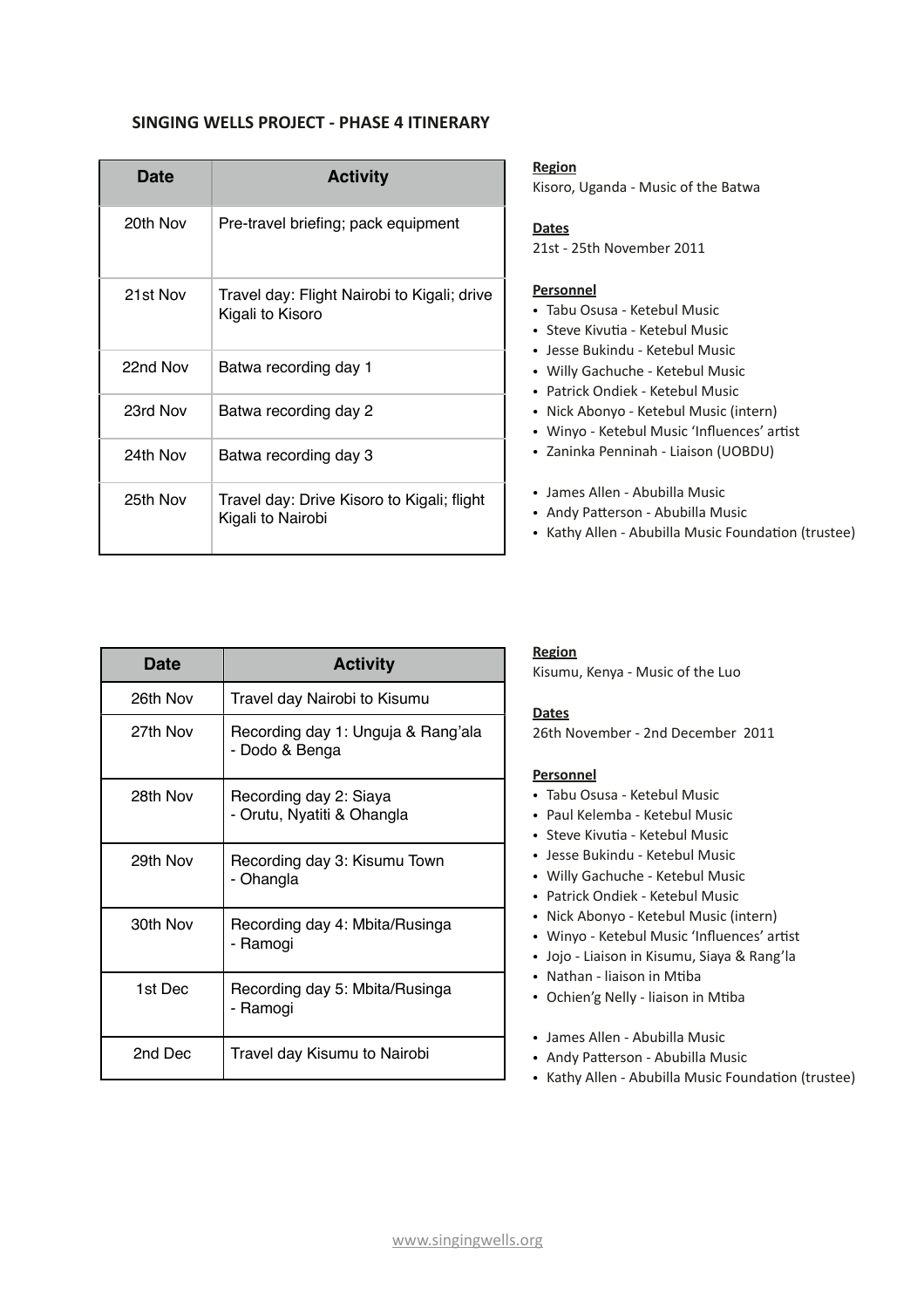## SINGING WELLS PROJECT - PHASE 4 ITINERARY

| Date | Activity |
|---|---|
| 20th Nov | Pre-travel briefing; pack equipment |
| 21st Nov | Travel day: Flight Nairobi to Kigali; drive Kigali to Kisoro |
| 22nd Nov | Batwa recording day 1 |
| 23rd Nov | Batwa recording day 2 |
| 24th Nov | Batwa recording day 3 |
| 25th Nov | Travel day: Drive Kisoro to Kigali; flight Kigali to Nairobi |

**Region**
Kisoro, Uganda - Music of the Batwa

**Dates**
21st - 25th November 2011

**Personnel**
- Tabu Osusa - Ketebul Music
- Steve Kivutia - Ketebul Music
- Jesse Bukindu - Ketebul Music
- Willy Gachuche - Ketebul Music
- Patrick Ondiek - Ketebul Music
- Nick Abonyo - Ketebul Music (intern)
- Winyo - Ketebul Music 'Influences' artist
- Zaninka Penninah - Liaison (UOBDU)

- James Allen - Abubilla Music
- Andy Patterson - Abubilla Music
- Kathy Allen - Abubilla Music Foundation (trustee)

| Date | Activity |
|---|---|
| 26th Nov | Travel day Nairobi to Kisumu |
| 27th Nov | Recording day 1: Unguja & Rang'ala - Dodo & Benga |
| 28th Nov | Recording day 2: Siaya - Orutu, Nyatiti & Ohangla |
| 29th Nov | Recording day 3: Kisumu Town - Ohangla |
| 30th Nov | Recording day 4: Mbita/Rusinga - Ramogi |
| 1st Dec | Recording day 5: Mbita/Rusinga - Ramogi |
| 2nd Dec | Travel day Kisumu to Nairobi |

**Region**
Kisumu, Kenya - Music of the Luo

**Dates**
26th November - 2nd December 2011

**Personnel**
- Tabu Osusa - Ketebul Music
- Paul Kelemba - Ketebul Music
- Steve Kivutia - Ketebul Music
- Jesse Bukindu - Ketebul Music
- Willy Gachuche - Ketebul Music
- Patrick Ondiek - Ketebul Music
- Nick Abonyo - Ketebul Music (intern)
- Winyo - Ketebul Music 'Influences' artist
- Jojo - Liaison in Kisumu, Siaya & Rang'la
- Nathan - liaison in Mtiba
- Ochien'g Nelly - liaison in Mtiba

- James Allen - Abubilla Music
- Andy Patterson - Abubilla Music
- Kathy Allen - Abubilla Music Foundation (trustee)

www.singingwells.org